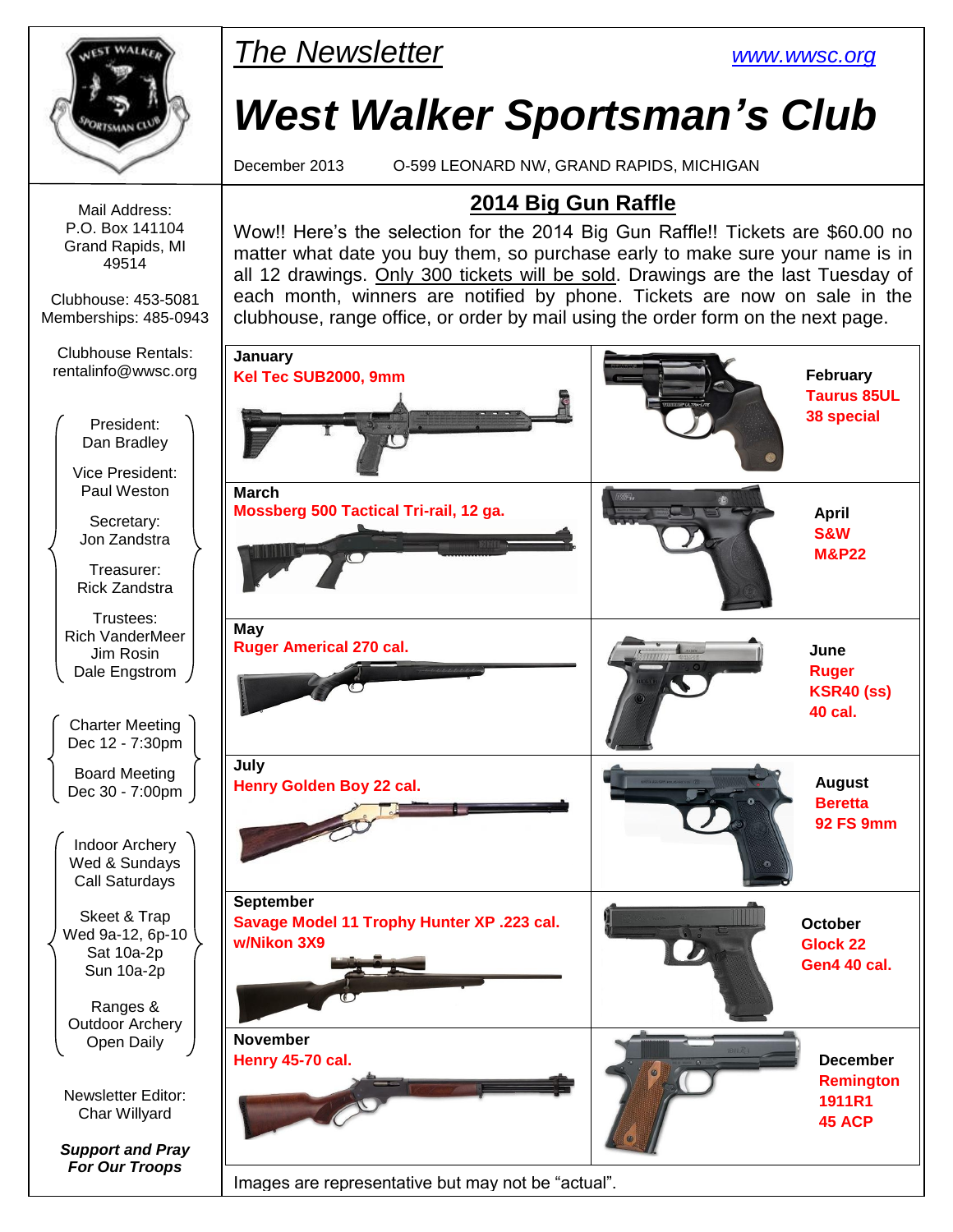# The Newsletter

www.wwsc.org

# West Walker Sportsman's Club

December 2013 O-599 LEONARD NW, GRAND RAPIDS, MICHIGAN

## 2014 Big Gun Raffle

Wow!! Here's the selection for the 2014 Big Gun Raffle!! Tickets are $60.00 no matter what date you buy them, so purchase early to make sure your name is in all 12 drawings. Only 300 tickets will be sold. Drawings are the last Tuesday of each month, winners are notified by phone. Tickets are now on sale in the clubhouse, range office, or order by mail using the order form on the next page.

| Month | Prize | Month | Prize |
|---|---|---|---|
| **January** | **Kel Tec SUB2000, 9mm** | **February** | **Taurus 85UL 38 special** |
| **March** | **Mossberg 500 Tactical Tri-rail, 12 ga.** | **April** | **S&W M&P22** |
| **May** | **Ruger Americal 270 cal.** | **June** | **Ruger KSR40 (ss) 40 cal.** |
| **July** | **Henry Golden Boy 22 cal.** | **August** | **Beretta 92 FS 9mm** |
| **September** | **Savage Model 11 Trophy Hunter XP .223 cal. w/Nikon 3X9** | **October** | **Glock 22 Gen4 40 cal.** |
| **November** | **Henry 45-70 cal.** | **December** | **Remington 1911R1 45 ACP** |

Images are representative but may not be "actual".

---

Mail Address:
P.O. Box 141104
Grand Rapids, MI
49514

Clubhouse: 453-5081
Memberships: 485-0943

Clubhouse Rentals:
rentalinfo@wwsc.org

President:
Dan Bradley

Vice President:
Paul Weston

Secretary:
Jon Zandstra

Treasurer:
Rick Zandstra

Trustees:
Rich VanderMeer
Jim Rosin
Dale Engstrom

Charter Meeting
Dec 12 - 7:30pm

Board Meeting
Dec 30 - 7:00pm

Indoor Archery
Wed & Sundays
Call Saturdays

Skeet & Trap
Wed 9a-12, 6p-10
Sat 10a-2p
Sun 10a-2p

Ranges &
Outdoor Archery
Open Daily

Newsletter Editor:
Char Willyard

***Support and Pray For Our Troops***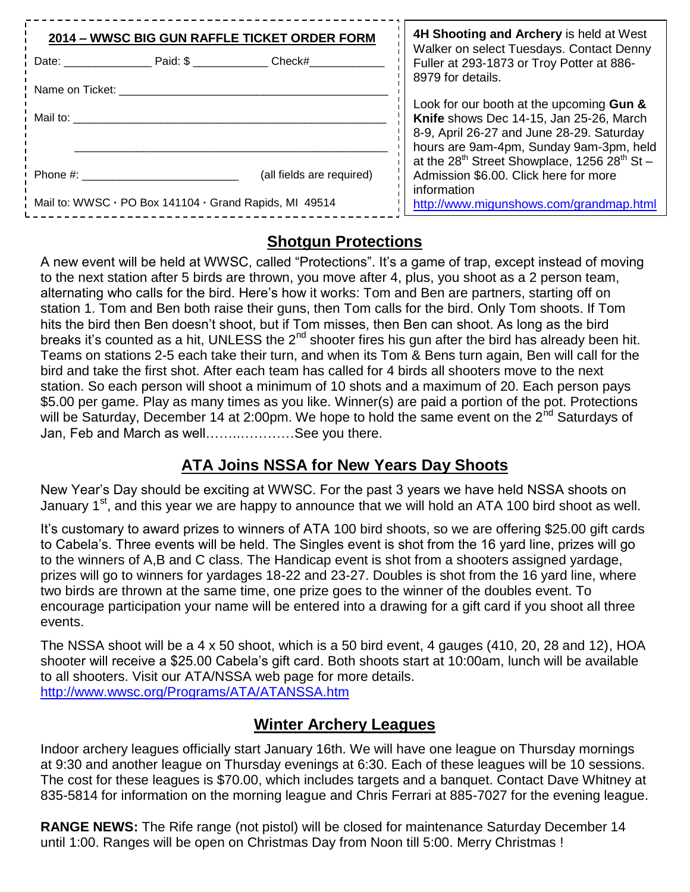**2014 – WWSC BIG GUN RAFFLE TICKET ORDER FORM**

Date: ______________ Paid: $ ____________ Check#____________

Name on Ticket: ____________________________________________

Mail to: __________________________________________________

__________________________________________________

Phone #: __________________________ (all fields are required)

Mail to: WWSC · PO Box 141104 · Grand Rapids, MI 49514

**4H Shooting and Archery** is held at West Walker on select Tuesdays. Contact Denny Fuller at 293-1873 or Troy Potter at 886-8979 for details.

Look for our booth at the upcoming **Gun & Knife** shows Dec 14-15, Jan 25-26, March 8-9, April 26-27 and June 28-29. Saturday hours are 9am-4pm, Sunday 9am-3pm, held at the 28th Street Showplace, 1256 28th St – Admission $6.00. Click here for more information http://www.migunshows.com/grandmap.html

## Shotgun Protections

A new event will be held at WWSC, called "Protections". It's a game of trap, except instead of moving to the next station after 5 birds are thrown, you move after 4, plus, you shoot as a 2 person team, alternating who calls for the bird. Here's how it works: Tom and Ben are partners, starting off on station 1. Tom and Ben both raise their guns, then Tom calls for the bird. Only Tom shoots. If Tom hits the bird then Ben doesn't shoot, but if Tom misses, then Ben can shoot. As long as the bird breaks it's counted as a hit, UNLESS the 2nd shooter fires his gun after the bird has already been hit. Teams on stations 2-5 each take their turn, and when its Tom & Bens turn again, Ben will call for the bird and take the first shot. After each team has called for 4 birds all shooters move to the next station. So each person will shoot a minimum of 10 shots and a maximum of 20. Each person pays $5.00 per game. Play as many times as you like. Winner(s) are paid a portion of the pot. Protections will be Saturday, December 14 at 2:00pm. We hope to hold the same event on the 2nd Saturdays of Jan, Feb and March as well…….…………See you there.

## ATA Joins NSSA for New Years Day Shoots

New Year's Day should be exciting at WWSC. For the past 3 years we have held NSSA shoots on January 1st, and this year we are happy to announce that we will hold an ATA 100 bird shoot as well.

It's customary to award prizes to winners of ATA 100 bird shoots, so we are offering $25.00 gift cards to Cabela's. Three events will be held. The Singles event is shot from the 16 yard line, prizes will go to the winners of A,B and C class. The Handicap event is shot from a shooters assigned yardage, prizes will go to winners for yardages 18-22 and 23-27. Doubles is shot from the 16 yard line, where two birds are thrown at the same time, one prize goes to the winner of the doubles event. To encourage participation your name will be entered into a drawing for a gift card if you shoot all three events.

The NSSA shoot will be a 4 x 50 shoot, which is a 50 bird event, 4 gauges (410, 20, 28 and 12), HOA shooter will receive a $25.00 Cabela's gift card. Both shoots start at 10:00am, lunch will be available to all shooters. Visit our ATA/NSSA web page for more details. http://www.wwsc.org/Programs/ATA/ATANSSA.htm

## Winter Archery Leagues

Indoor archery leagues officially start January 16th. We will have one league on Thursday mornings at 9:30 and another league on Thursday evenings at 6:30. Each of these leagues will be 10 sessions. The cost for these leagues is $70.00, which includes targets and a banquet. Contact Dave Whitney at 835-5814 for information on the morning league and Chris Ferrari at 885-7027 for the evening league.

**RANGE NEWS:** The Rife range (not pistol) will be closed for maintenance Saturday December 14 until 1:00. Ranges will be open on Christmas Day from Noon till 5:00. Merry Christmas !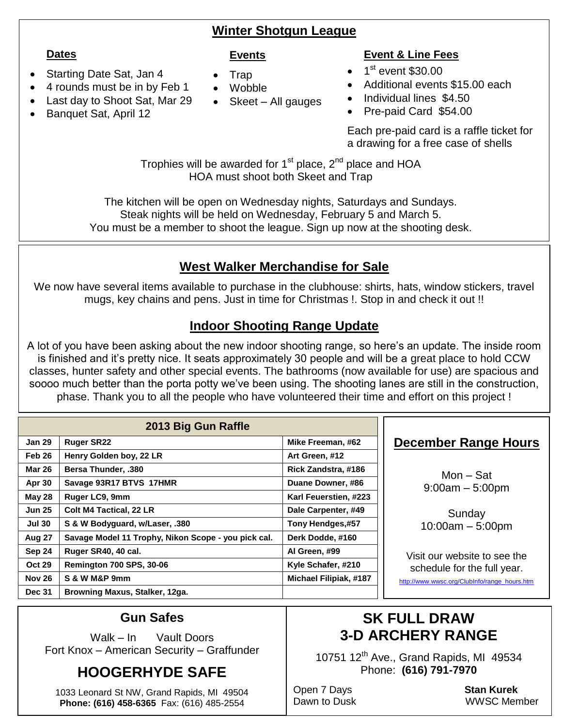## Winter Shotgun League

### Dates

- Starting Date Sat, Jan 4
- 4 rounds must be in by Feb 1
- Last day to Shoot Sat, Mar 29
- Banquet Sat, April 12

### Events

- Trap
- Wobble
- Skeet – All gauges

### Event & Line Fees

- 1st event $30.00
- Additional events $15.00 each
- Individual lines $4.50
- Pre-paid Card $54.00

Each pre-paid card is a raffle ticket for a drawing for a free case of shells

Trophies will be awarded for 1st place, 2nd place and HOA
HOA must shoot both Skeet and Trap

The kitchen will be open on Wednesday nights, Saturdays and Sundays.
Steak nights will be held on Wednesday, February 5 and March 5.
You must be a member to shoot the league. Sign up now at the shooting desk.

## West Walker Merchandise for Sale

We now have several items available to purchase in the clubhouse: shirts, hats, window stickers, travel mugs, key chains and pens. Just in time for Christmas !. Stop in and check it out !!

## Indoor Shooting Range Update

A lot of you have been asking about the new indoor shooting range, so here's an update. The inside room is finished and it's pretty nice. It seats approximately 30 people and will be a great place to hold CCW classes, hunter safety and other special events. The bathrooms (now available for use) are spacious and soooo much better than the porta potty we've been using. The shooting lanes are still in the construction, phase. Thank you to all the people who have volunteered their time and effort on this project !

## 2013 Big Gun Raffle

| Date | Gun | Winner |
|---|---|---|
| Jan 29 | Ruger SR22 | Mike Freeman, #62 |
| Feb 26 | Henry Golden boy, 22 LR | Art Green, #12 |
| Mar 26 | Bersa Thunder, .380 | Rick Zandstra, #186 |
| Apr 30 | Savage 93R17 BTVS 17HMR | Duane Downer, #86 |
| May 28 | Ruger LC9, 9mm | Karl Feuerstien, #223 |
| Jun 25 | Colt M4 Tactical, 22 LR | Dale Carpenter, #49 |
| Jul 30 | S & W Bodyguard, w/Laser, .380 | Tony Hendges,#57 |
| Aug 27 | Savage Model 11 Trophy, Nikon Scope - you pick cal. | Derk Dodde, #160 |
| Sep 24 | Ruger SR40, 40 cal. | Al Green, #99 |
| Oct 29 | Remington 700 SPS, 30-06 | Kyle Schafer, #210 |
| Nov 26 | S & W M&P 9mm | Michael Filipiak, #187 |
| Dec 31 | Browning Maxus, Stalker, 12ga. | |

## December Range Hours

Mon – Sat
9:00am – 5:00pm

Sunday
10:00am – 5:00pm

Visit our website to see the schedule for the full year.
http://www.wwsc.org/ClubInfo/range_hours.htm

## Gun Safes

Walk – In Vault Doors
Fort Knox – American Security – Graffunder

## HOOGERHYDE SAFE

1033 Leonard St NW, Grand Rapids, MI 49504
**Phone: (616) 458-6365** Fax: (616) 485-2554

## SK FULL DRAW 3-D ARCHERY RANGE

10751 12th Ave., Grand Rapids, MI 49534
Phone: **(616) 791-7970**

Open 7 Days
Dawn to Dusk

**Stan Kurek**
WWSC Member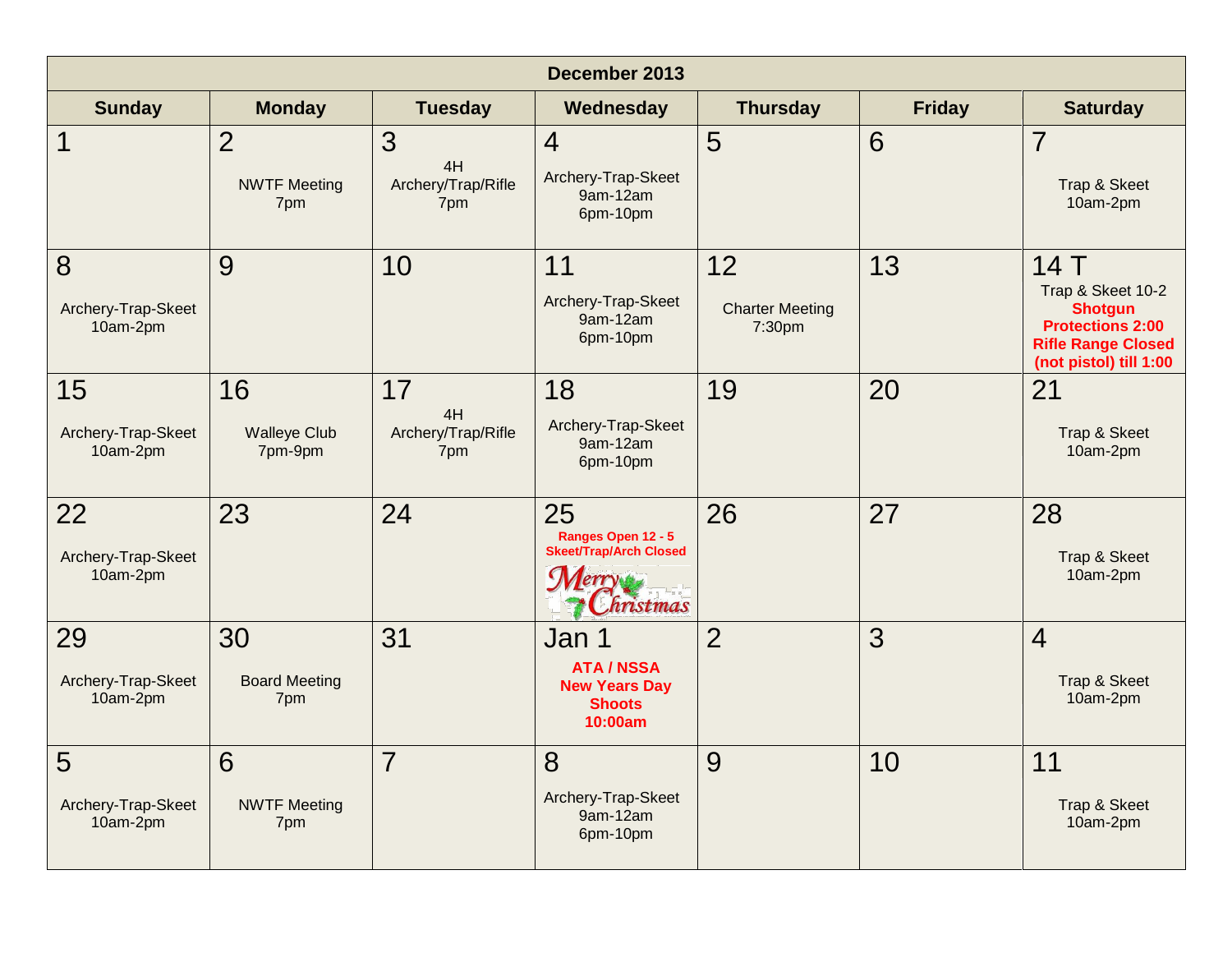| December 2013 | | | | | | |
| --- | --- | --- | --- | --- | --- | --- |
| **Sunday** | **Monday** | **Tuesday** | **Wednesday** | **Thursday** | **Friday** | **Saturday** |
| 1 | 2 NWTF Meeting 7pm | 3 4H Archery/Trap/Rifle 7pm | 4 Archery-Trap-Skeet 9am-12am 6pm-10pm | 5 | 6 | 7 Trap & Skeet 10am-2pm |
| 8 Archery-Trap-Skeet 10am-2pm | 9 | 10 | 11 Archery-Trap-Skeet 9am-12am 6pm-10pm | 12 Charter Meeting 7:30pm | 13 | 14 T Trap & Skeet 10-2 **Shotgun Protections 2:00 Rifle Range Closed (not pistol) till 1:00** |
| 15 Archery-Trap-Skeet 10am-2pm | 16 Walleye Club 7pm-9pm | 17 4H Archery/Trap/Rifle 7pm | 18 Archery-Trap-Skeet 9am-12am 6pm-10pm | 19 | 20 | 21 Trap & Skeet 10am-2pm |
| 22 Archery-Trap-Skeet 10am-2pm | 23 | 24 | 25 **Ranges Open 12 - 5 Skeet/Trap/Arch Closed** Merry Christmas | 26 | 27 | 28 Trap & Skeet 10am-2pm |
| 29 Archery-Trap-Skeet 10am-2pm | 30 Board Meeting 7pm | 31 | Jan 1 **ATA / NSSA New Years Day Shoots 10:00am** | 2 | 3 | 4 Trap & Skeet 10am-2pm |
| 5 Archery-Trap-Skeet 10am-2pm | 6 NWTF Meeting 7pm | 7 | 8 Archery-Trap-Skeet 9am-12am 6pm-10pm | 9 | 10 | 11 Trap & Skeet 10am-2pm |